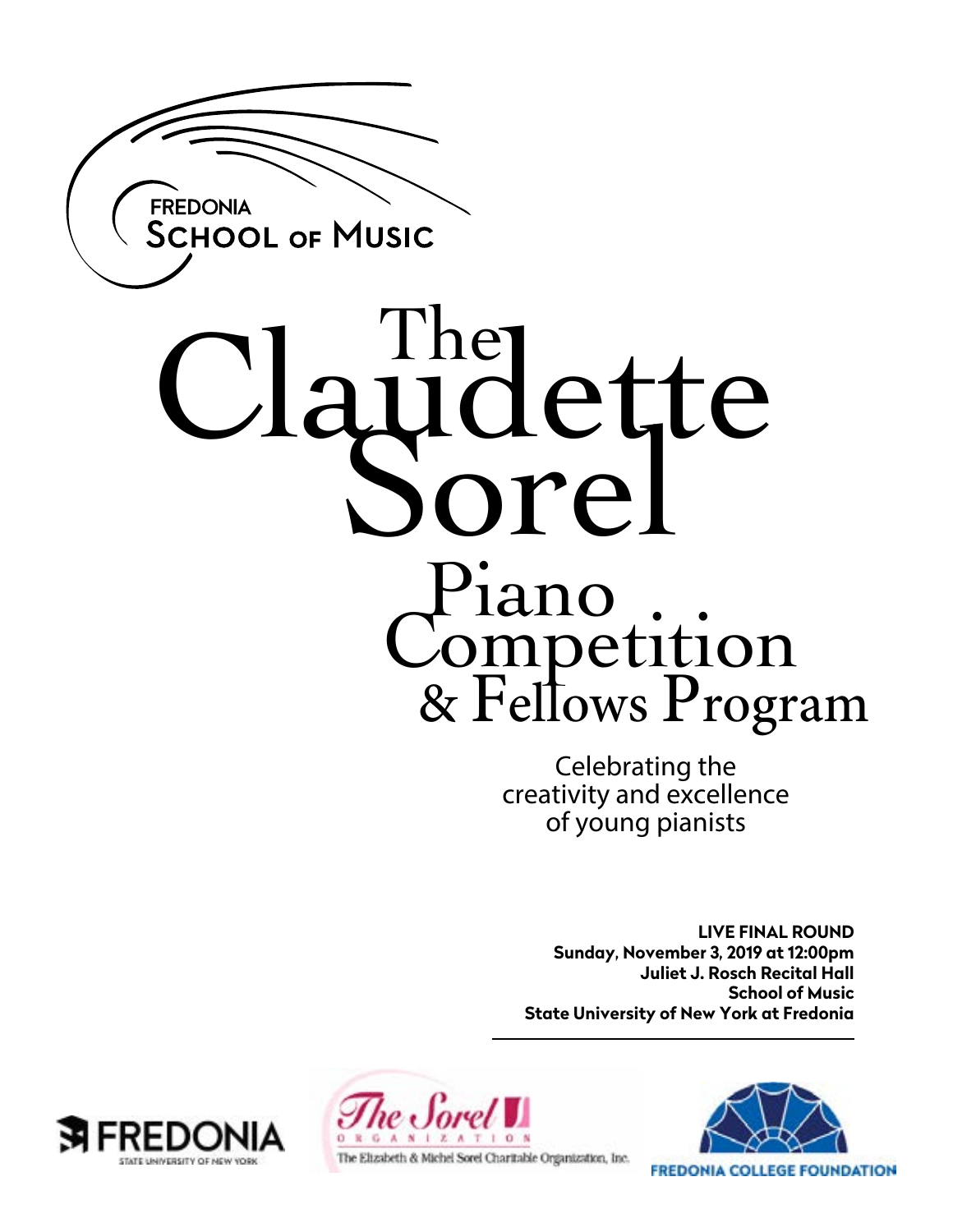FREDONIA
SCHOOL OF MUSIC

# The Claudette Sorel Piano Competition & Fellows Program

Celebrating the creativity and excellence of young pianists

**LIVE FINAL ROUND**
**Sunday, November 3, 2019 at 12:00pm**
**Juliet J. Rosch Recital Hall**
**School of Music**
**State University of New York at Fredonia**

FREDONIA
STATE UNIVERSITY OF NEW YORK

The Sorel ORGANIZATION
The Elizabeth & Michel Sorel Charitable Organization, Inc.

FREDONIA COLLEGE FOUNDATION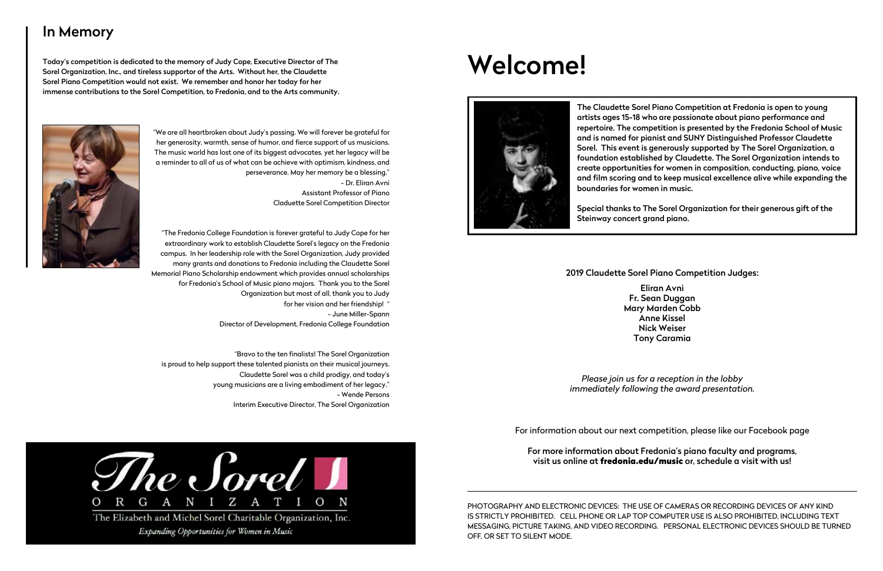## In Memory

**Today's competition is dedicated to the memory of Judy Cope, Executive Director of The Sorel Organization, Inc., and tireless supportor of the Arts. Without her, the Claudette Sorel Piano Competition would not exist. We remember and honor her today for her immense contributions to the Sorel Competition, to Fredonia, and to the Arts community.**

"We are all heartbroken about Judy's passing. We will forever be grateful for her generosity, warmth, sense of humor, and fierce support of us musicians. The music world has lost one of its biggest advocates, yet her legacy will be a reminder to all of us of what can be achieve with optimism, kindness, and perseverance. May her memory be a blessing."

– Dr. Eliran Avni
Assistant Professor of Piano
Claduette Sorel Competition Director

"The Fredonia College Foundation is forever grateful to Judy Cope for her extraordinary work to establish Claudette Sorel's legacy on the Fredonia campus. In her leadership role with the Sorel Organization, Judy provided many grants and donations to Fredonia including the Claudette Sorel Memorial Piano Scholarship endowment which provides annual scholarships for Fredonia's School of Music piano majors. Thank you to the Sorel Organization but most of all, thank you to Judy for her vision and her friendship! "

– June Miller-Spann
Director of Development, Fredonia College Foundation

"Bravo to the ten finalists! The Sorel Organization is proud to help support these talented pianists on their musical journeys. Claudette Sorel was a child prodigy, and today's young musicians are a living embodiment of her legacy."

– Wende Persons
Interim Executive Director, The Sorel Organization

The Sorel
ORGANIZATION
The Elizabeth and Michel Sorel Charitable Organization, Inc.
*Expanding Opportunities for Women in Music*

# Welcome!

**The Claudette Sorel Piano Competition at Fredonia is open to young artists ages 15-18 who are passionate about piano performance and repertoire. The competition is presented by the Fredonia School of Music and is named for pianist and SUNY Distinguished Professor Claudette Sorel. This event is generously supported by The Sorel Organization, a foundation established by Claudette. The Sorel Organization intends to create opportunities for women in composition, conducting, piano, voice and film scoring and to keep musical excellence alive while expanding the boundaries for women in music.**

**Special thanks to The Sorel Organization for their generous gift of the Steinway concert grand piano.**

**2019 Claudette Sorel Piano Competition Judges:**

**Eliran Avni**
**Fr. Sean Duggan**
**Mary Marden Cobb**
**Anne Kissel**
**Nick Weiser**
**Tony Caramia**

*Please join us for a reception in the lobby immediately following the award presentation.*

For information about our next competition, please like our Facebook page

**For more information about Fredonia's piano faculty and programs, visit us online at fredonia.edu/music or, schedule a visit with us!**

PHOTOGRAPHY AND ELECTRONIC DEVICES: THE USE OF CAMERAS OR RECORDING DEVICES OF ANY KIND IS STRICTLY PROHIBITED. CELL PHONE OR LAP TOP COMPUTER USE IS ALSO PROHIBITED, INCLUDING TEXT MESSAGING, PICTURE TAKING, AND VIDEO RECORDING. PERSONAL ELECTRONIC DEVICES SHOULD BE TURNED OFF, OR SET TO SILENT MODE.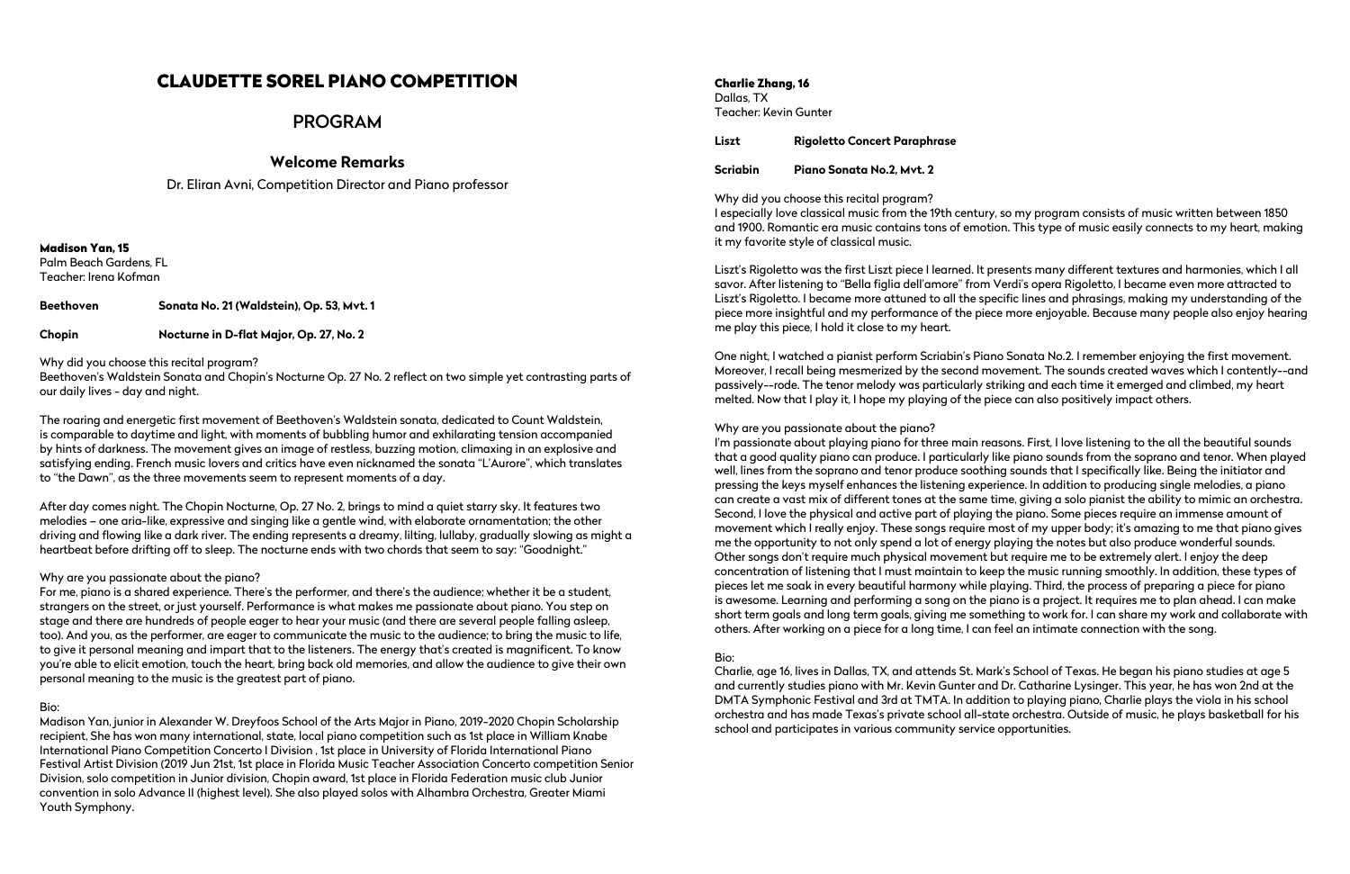# CLAUDETTE SOREL PIANO COMPETITION

## PROGRAM

### Welcome Remarks

Dr. Eliran Avni, Competition Director and Piano professor

**Madison Yan, 15**
Palm Beach Gardens, FL
Teacher: Irena Kofman

| | |
|---|---|
| **Beethoven** | **Sonata No. 21 (Waldstein), Op. 53, Mvt. 1** |
| **Chopin** | **Nocturne in D-flat Major, Op. 27, No. 2** |

Why did you choose this recital program?
Beethoven's Waldstein Sonata and Chopin's Nocturne Op. 27 No. 2 reflect on two simple yet contrasting parts of our daily lives - day and night.

The roaring and energetic first movement of Beethoven's Waldstein sonata, dedicated to Count Waldstein, is comparable to daytime and light, with moments of bubbling humor and exhilarating tension accompanied by hints of darkness. The movement gives an image of restless, buzzing motion, climaxing in an explosive and satisfying ending. French music lovers and critics have even nicknamed the sonata "L'Aurore", which translates to "the Dawn", as the three movements seem to represent moments of a day.

After day comes night. The Chopin Nocturne, Op. 27 No. 2, brings to mind a quiet starry sky. It features two melodies – one aria-like, expressive and singing like a gentle wind, with elaborate ornamentation; the other driving and flowing like a dark river. The ending represents a dreamy, lilting, lullaby, gradually slowing as might a heartbeat before drifting off to sleep. The nocturne ends with two chords that seem to say: "Goodnight."

Why are you passionate about the piano?
For me, piano is a shared experience. There's the performer, and there's the audience; whether it be a student, strangers on the street, or just yourself. Performance is what makes me passionate about piano. You step on stage and there are hundreds of people eager to hear your music (and there are several people falling asleep, too). And you, as the performer, are eager to communicate the music to the audience; to bring the music to life, to give it personal meaning and impart that to the listeners. The energy that's created is magnificent. To know you're able to elicit emotion, touch the heart, bring back old memories, and allow the audience to give their own personal meaning to the music is the greatest part of piano.

Bio:
Madison Yan, junior in Alexander W. Dreyfoos School of the Arts Major in Piano, 2019-2020 Chopin Scholarship recipient, She has won many international, state, local piano competition such as 1st place in William Knabe International Piano Competition Concerto I Division , 1st place in University of Florida International Piano Festival Artist Division (2019 Jun 21st, 1st place in Florida Music Teacher Association Concerto competition Senior Division, solo competition in Junior division, Chopin award, 1st place in Florida Federation music club Junior convention in solo Advance II (highest level). She also played solos with Alhambra Orchestra, Greater Miami Youth Symphony.

**Charlie Zhang, 16**
Dallas, TX
Teacher: Kevin Gunter

| | |
|---|---|
| **Liszt** | **Rigoletto Concert Paraphrase** |
| **Scriabin** | **Piano Sonata No.2, Mvt. 2** |

Why did you choose this recital program?
I especially love classical music from the 19th century, so my program consists of music written between 1850 and 1900. Romantic era music contains tons of emotion. This type of music easily connects to my heart, making it my favorite style of classical music.

Liszt's Rigoletto was the first Liszt piece I learned. It presents many different textures and harmonies, which I all savor. After listening to "Bella figlia dell'amore" from Verdi's opera Rigoletto, I became even more attracted to Liszt's Rigoletto. I became more attuned to all the specific lines and phrasings, making my understanding of the piece more insightful and my performance of the piece more enjoyable. Because many people also enjoy hearing me play this piece, I hold it close to my heart.

One night, I watched a pianist perform Scriabin's Piano Sonata No.2. I remember enjoying the first movement. Moreover, I recall being mesmerized by the second movement. The sounds created waves which I contently--and passively--rode. The tenor melody was particularly striking and each time it emerged and climbed, my heart melted. Now that I play it, I hope my playing of the piece can also positively impact others.

Why are you passionate about the piano?
I'm passionate about playing piano for three main reasons. First, I love listening to the all the beautiful sounds that a good quality piano can produce. I particularly like piano sounds from the soprano and tenor. When played well, lines from the soprano and tenor produce soothing sounds that I specifically like. Being the initiator and pressing the keys myself enhances the listening experience. In addition to producing single melodies, a piano can create a vast mix of different tones at the same time, giving a solo pianist the ability to mimic an orchestra. Second, I love the physical and active part of playing the piano. Some pieces require an immense amount of movement which I really enjoy. These songs require most of my upper body; it's amazing to me that piano gives me the opportunity to not only spend a lot of energy playing the notes but also produce wonderful sounds. Other songs don't require much physical movement but require me to be extremely alert. I enjoy the deep concentration of listening that I must maintain to keep the music running smoothly. In addition, these types of pieces let me soak in every beautiful harmony while playing. Third, the process of preparing a piece for piano is awesome. Learning and performing a song on the piano is a project. It requires me to plan ahead. I can make short term goals and long term goals, giving me something to work for. I can share my work and collaborate with others. After working on a piece for a long time, I can feel an intimate connection with the song.

Bio:
Charlie, age 16, lives in Dallas, TX, and attends St. Mark's School of Texas. He began his piano studies at age 5 and currently studies piano with Mr. Kevin Gunter and Dr. Catharine Lysinger. This year, he has won 2nd at the DMTA Symphonic Festival and 3rd at TMTA. In addition to playing piano, Charlie plays the viola in his school orchestra and has made Texas's private school all-state orchestra. Outside of music, he plays basketball for his school and participates in various community service opportunities.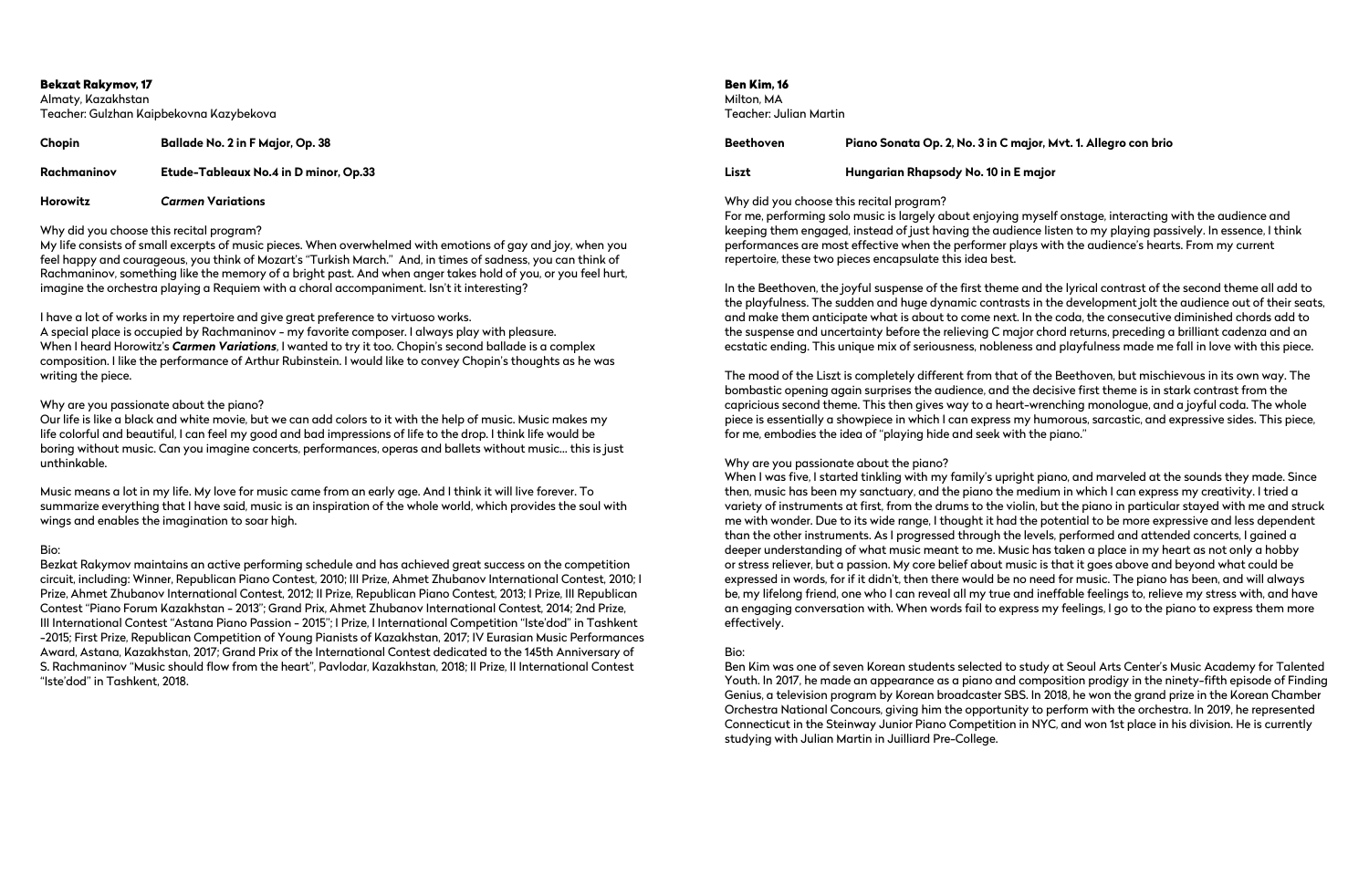## Bekzat Rakymov, 17

Almaty, Kazakhstan
Teacher: Gulzhan Kaipbekovna Kazybekova

| | |
|---|---|
| **Chopin** | **Ballade No. 2 in F Major, Op. 38** |
| **Rachmaninov** | **Etude-Tableaux No.4 in D minor, Op.33** |
| **Horowitz** | ***Carmen* Variations** |

Why did you choose this recital program?
My life consists of small excerpts of music pieces. When overwhelmed with emotions of gay and joy, when you feel happy and courageous, you think of Mozart's "Turkish March." And, in times of sadness, you can think of Rachmaninov, something like the memory of a bright past. And when anger takes hold of you, or you feel hurt, imagine the orchestra playing a Requiem with a choral accompaniment. Isn't it interesting?

I have a lot of works in my repertoire and give great preference to virtuoso works.
A special place is occupied by Rachmaninov – my favorite composer. I always play with pleasure.
When I heard Horowitz's ***Carmen Variations***, I wanted to try it too. Chopin's second ballade is a complex composition. I like the performance of Arthur Rubinstein. I would like to convey Chopin's thoughts as he was writing the piece.

Why are you passionate about the piano?
Our life is like a black and white movie, but we can add colors to it with the help of music. Music makes my life colorful and beautiful, I can feel my good and bad impressions of life to the drop. I think life would be boring without music. Can you imagine concerts, performances, operas and ballets without music… this is just unthinkable.

Music means a lot in my life. My love for music came from an early age. And I think it will live forever. To summarize everything that I have said, music is an inspiration of the whole world, which provides the soul with wings and enables the imagination to soar high.

Bio:
Bekzat Rakymov maintains an active performing schedule and has achieved great success on the competition circuit, including: Winner, Republican Piano Contest, 2010; III Prize, Ahmet Zhubanov International Contest, 2010; I Prize, Ahmet Zhubanov International Contest, 2012; II Prize, Republican Piano Contest, 2013; I Prize, III Republican Contest "Piano Forum Kazakhstan – 2013"; Grand Prix, Ahmet Zhubanov International Contest, 2014; 2nd Prize, III International Contest "Astana Piano Passion – 2015"; I Prize, I International Competition "Iste'dod" in Tashkent –2015; First Prize, Republican Competition of Young Pianists of Kazakhstan, 2017; IV Eurasian Music Performances Award, Astana, Kazakhstan, 2017; Grand Prix of the International Contest dedicated to the 145th Anniversary of S. Rachmaninov "Music should flow from the heart", Pavlodar, Kazakhstan, 2018; II Prize, II International Contest "Iste'dod" in Tashkent, 2018.

## Ben Kim, 16

Milton, MA
Teacher: Julian Martin

| | |
|---|---|
| **Beethoven** | **Piano Sonata Op. 2, No. 3 in C major, Mvt. 1. Allegro con brio** |
| **Liszt** | **Hungarian Rhapsody No. 10 in E major** |

Why did you choose this recital program?
For me, performing solo music is largely about enjoying myself onstage, interacting with the audience and keeping them engaged, instead of just having the audience listen to my playing passively. In essence, I think performances are most effective when the performer plays with the audience's hearts. From my current repertoire, these two pieces encapsulate this idea best.

In the Beethoven, the joyful suspense of the first theme and the lyrical contrast of the second theme all add to the playfulness. The sudden and huge dynamic contrasts in the development jolt the audience out of their seats, and make them anticipate what is about to come next. In the coda, the consecutive diminished chords add to the suspense and uncertainty before the relieving C major chord returns, preceding a brilliant cadenza and an ecstatic ending. This unique mix of seriousness, nobleness and playfulness made me fall in love with this piece.

The mood of the Liszt is completely different from that of the Beethoven, but mischievous in its own way. The bombastic opening again surprises the audience, and the decisive first theme is in stark contrast from the capricious second theme. This then gives way to a heart-wrenching monologue, and a joyful coda. The whole piece is essentially a showpiece in which I can express my humorous, sarcastic, and expressive sides. This piece, for me, embodies the idea of "playing hide and seek with the piano."

Why are you passionate about the piano?
When I was five, I started tinkling with my family's upright piano, and marveled at the sounds they made. Since then, music has been my sanctuary, and the piano the medium in which I can express my creativity. I tried a variety of instruments at first, from the drums to the violin, but the piano in particular stayed with me and struck me with wonder. Due to its wide range, I thought it had the potential to be more expressive and less dependent than the other instruments. As I progressed through the levels, performed and attended concerts, I gained a deeper understanding of what music meant to me. Music has taken a place in my heart as not only a hobby or stress reliever, but a passion. My core belief about music is that it goes above and beyond what can be expressed in words, for if it didn't, then there would be no need for music. The piano has been, and will always be, my lifelong friend, one who I can reveal all my true and ineffable feelings to, relieve my stress with, and have an engaging conversation with. When words fail to express my feelings, I go to the piano to express them more effectively.

Bio:
Ben Kim was one of seven Korean students selected to study at Seoul Arts Center's Music Academy for Talented Youth. In 2017, he made an appearance as a piano and composition prodigy in the ninety-fifth episode of Finding Genius, a television program by Korean broadcaster SBS. In 2018, he won the grand prize in the Korean Chamber Orchestra National Concours, giving him the opportunity to perform with the orchestra. In 2019, he represented Connecticut in the Steinway Junior Piano Competition in NYC, and won 1st place in his division. He is currently studying with Julian Martin in Juilliard Pre-College.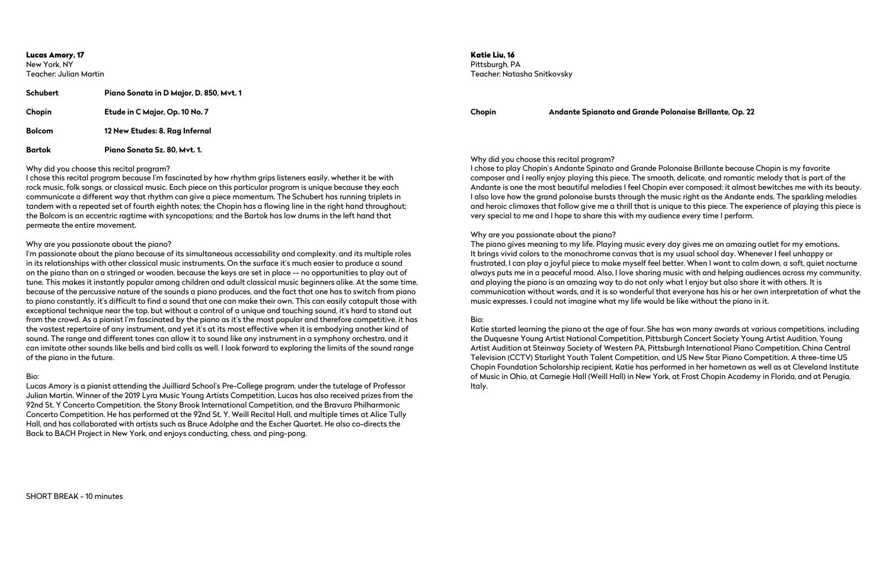**Lucas Amory, 17**
New York, NY
Teacher: Julian Martin

| | |
|---|---|
| **Schubert** | **Piano Sonata in D Major, D. 850, Mvt. 1** |
| **Chopin** | **Etude in C Major, Op. 10 No. 7** |
| **Bolcom** | **12 New Etudes: 8. Rag Infernal** |
| **Bartok** | **Piano Sonata Sz. 80, Mvt. 1.** |

Why did you choose this recital program?
I chose this recital program because I'm fascinated by how rhythm grips listeners easily, whether it be with rock music, folk songs, or classical music. Each piece on this particular program is unique because they each communicate a different way that rhythm can give a piece momentum. The Schubert has running triplets in tandem with a repeated set of fourth eighth notes; the Chopin has a flowing line in the right hand throughout; the Bolcom is an eccentric ragtime with syncopations; and the Bartok has low drums in the left hand that permeate the entire movement.

Why are you passionate about the piano?
I'm passionate about the piano because of its simultaneous accessability and complexity, and its multiple roles in its relationships with other classical music instruments. On the surface it's much easier to produce a sound on the piano than on a stringed or wooden, because the keys are set in place –– no opportunities to play out of tune. This makes it instantly popular among children and adult classical music beginners alike. At the same time, because of the percussive nature of the sounds a piano produces, and the fact that one has to switch from piano to piano constantly, it's difficult to find a sound that one can make their own. This can easily catapult those with exceptional technique near the top, but without a control of a unique and touching sound, it's hard to stand out from the crowd. As a pianist I'm fascinated by the piano as it's the most popular and therefore competitive, it has the vastest repertoire of any instrument, and yet it's at its most effective when it is embodying another kind of sound. The range and different tones can allow it to sound like any instrument in a symphony orchestra, and it can imitate other sounds like bells and bird calls as well. I look forward to exploring the limits of the sound range of the piano in the future.

Bio:
Lucas Amory is a pianist attending the Juilliard School's Pre-College program, under the tutelage of Professor Julian Martin. Winner of the 2019 Lyra Music Young Artists Competition, Lucas has also received prizes from the 92nd St. Y Concerto Competition, the Stony Brook International Competition, and the Bravura Philharmonic Concerto Competition. He has performed at the 92nd St. Y, Weill Recital Hall, and multiple times at Alice Tully Hall, and has collaborated with artists such as Bruce Adolphe and the Escher Quartet. He also co-directs the Back to BACH Project in New York, and enjoys conducting, chess, and ping-pong.

SHORT BREAK - 10 minutes

**Katie Liu, 16**
Pittsburgh, PA
Teacher: Natasha Snitkovsky

| | |
|---|---|
| **Chopin** | **Andante Spianato and Grande Polonaise Brillante, Op. 22** |

Why did you choose this recital program?
I chose to play Chopin's Andante Spinato and Grande Polonaise Brillante because Chopin is my favorite composer and I really enjoy playing this piece. The smooth, delicate, and romantic melody that is part of the Andante is one the most beautiful melodies I feel Chopin ever composed; it almost bewitches me with its beauty. I also love how the grand polonaise bursts through the music right as the Andante ends. The sparkling melodies and heroic climaxes that follow give me a thrill that is unique to this piece. The experience of playing this piece is very special to me and I hope to share this with my audience every time I perform.

Why are you passionate about the piano?
The piano gives meaning to my life. Playing music every day gives me an amazing outlet for my emotions. It brings vivid colors to the monochrome canvas that is my usual school day. Whenever I feel unhappy or frustrated, I can play a joyful piece to make myself feel better. When I want to calm down, a soft, quiet nocturne always puts me in a peaceful mood. Also, I love sharing music with and helping audiences across my community, and playing the piano is an amazing way to do not only what I enjoy but also share it with others. It is communication without words, and it is so wonderful that everyone has his or her own interpretation of what the music expresses. I could not imagine what my life would be like without the piano in it.

Bio:
Katie started learning the piano at the age of four. She has won many awards at various competitions, including the Duquesne Young Artist National Competition, Pittsburgh Concert Society Young Artist Audition, Young Artist Audition at Steinway Society of Western PA, Pittsburgh International Piano Competition, China Central Television (CCTV) Starlight Youth Talent Competition, and US New Star Piano Competition. A three-time US Chopin Foundation Scholarship recipient, Katie has performed in her hometown as well as at Cleveland Institute of Music in Ohio, at Carnegie Hall (Weill Hall) in New York, at Frost Chopin Academy in Florida, and at Perugia, Italy.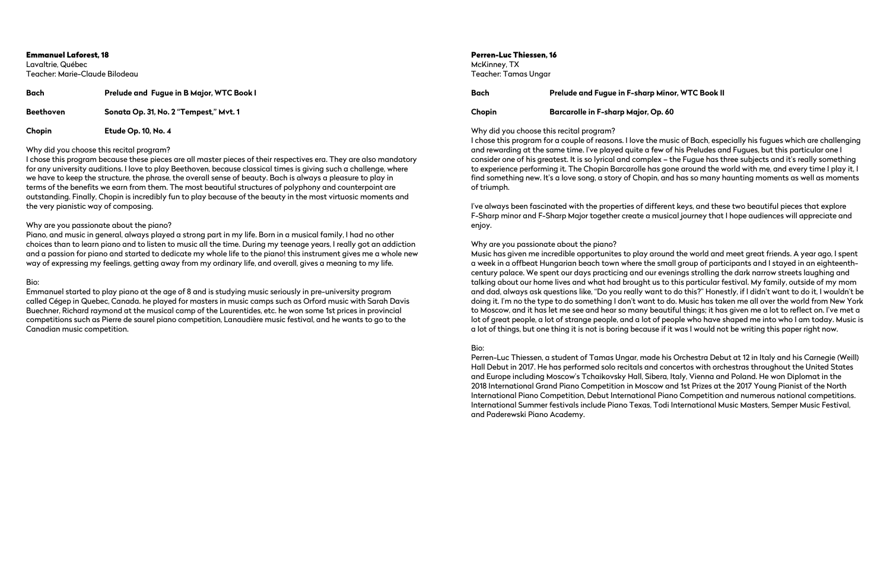### Emmanuel Laforest, 18

Lavaltrie, Québec
Teacher: Marie-Claude Bilodeau

| | |
|---|---|
| **Bach** | **Prelude and Fugue in B Major, WTC Book I** |
| **Beethoven** | **Sonata Op. 31, No. 2 "Tempest," Mvt. 1** |
| **Chopin** | **Etude Op. 10, No. 4** |

Why did you choose this recital program?
I chose this program because these pieces are all master pieces of their respectives era. They are also mandatory for any university auditions. I love to play Beethoven, because classical times is giving such a challenge, where we have to keep the structure, the phrase, the overall sense of beauty. Bach is always a pleasure to play in terms of the benefits we earn from them. The most beautiful structures of polyphony and counterpoint are outstanding. Finally, Chopin is incredibly fun to play because of the beauty in the most virtuosic moments and the very pianistic way of composing.

Why are you passionate about the piano?
Piano, and music in general, always played a strong part in my life. Born in a musical family, I had no other choices than to learn piano and to listen to music all the time. During my teenage years, I really got an addiction and a passion for piano and started to dedicate my whole life to the piano! this instrument gives me a whole new way of expressing my feelings, getting away from my ordinary life, and overall, gives a meaning to my life.

Bio:
Emmanuel started to play piano at the age of 8 and is studying music seriously in pre-university program called Cégep in Quebec, Canada. he played for masters in music camps such as Orford music with Sarah Davis Buechner, Richard raymond at the musical camp of the Laurentides, etc. he won some 1st prices in provincial competitions such as Pierre de saurel piano competition, Lanaudière music festival, and he wants to go to the Canadian music competition.

### Perren-Luc Thiessen, 16

McKinney, TX
Teacher: Tamas Ungar

| | |
|---|---|
| **Bach** | **Prelude and Fugue in F-sharp Minor, WTC Book II** |
| **Chopin** | **Barcarolle in F-sharp Major, Op. 60** |

Why did you choose this recital program?
I chose this program for a couple of reasons. I love the music of Bach, especially his fugues which are challenging and rewarding at the same time. I've played quite a few of his Preludes and Fugues, but this particular one I consider one of his greatest. It is so lyrical and complex – the Fugue has three subjects and it's really something to experience performing it. The Chopin Barcarolle has gone around the world with me, and every time I play it, I find something new. It's a love song, a story of Chopin, and has so many haunting moments as well as moments of triumph.

I've always been fascinated with the properties of different keys, and these two beautiful pieces that explore F-Sharp minor and F-Sharp Major together create a musical journey that I hope audiences will appreciate and enjoy.

Why are you passionate about the piano?
Music has given me incredible opportunites to play around the world and meet great friends. A year ago, I spent a week in a offbeat Hungarian beach town where the small group of participants and I stayed in an eighteenth-century palace. We spent our days practicing and our evenings strolling the dark narrow streets laughing and talking about our home lives and what had brought us to this particular festival. My family, outside of my mom and dad, always ask questions like, "Do you really want to do this?" Honestly, if I didn't want to do it, I wouldn't be doing it. I'm no the type to do something I don't want to do. Music has taken me all over the world from New York to Moscow, and it has let me see and hear so many beautiful things; it has given me a lot to reflect on. I've met a lot of great people, a lot of strange people, and a lot of people who have shaped me into who I am today. Music is a lot of things, but one thing it is not is boring because if it was I would not be writing this paper right now.

Bio:
Perren-Luc Thiessen, a student of Tamas Ungar, made his Orchestra Debut at 12 in Italy and his Carnegie (Weill) Hall Debut in 2017. He has performed solo recitals and concertos with orchestras throughout the United States and Europe including Moscow's Tchaikovsky Hall, Sibera, Italy, Vienna and Poland. He won Diplomat in the 2018 International Grand Piano Competition in Moscow and 1st Prizes at the 2017 Young Pianist of the North International Piano Competition, Debut International Piano Competition and numerous national competitions. International Summer festivals include Piano Texas, Todi International Music Masters, Semper Music Festival, and Paderewski Piano Academy.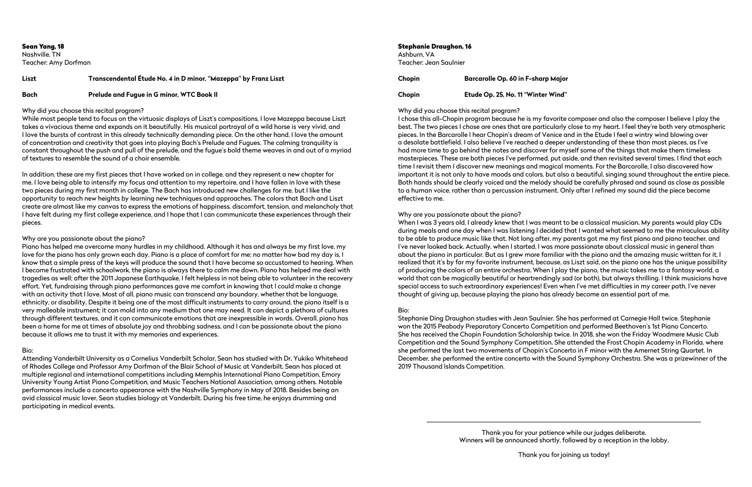## Sean Yang, 18

Nashville, TN
Teacher: Amy Dorfman

| | |
|---|---|
| **Liszt** | **Transcendental Étude No. 4 in D minor, "Mazeppa" by Franz Liszt** |
| **Bach** | **Prelude and Fugue in G minor, WTC Book II** |

Why did you choose this recital program?

While most people tend to focus on the virtuosic displays of Liszt's compositions, I love Mazeppa because Liszt takes a vivacious theme and expands on it beautifully. His musical portrayal of a wild horse is very vivid, and I love the bursts of contrast in this already technically demanding piece. On the other hand, I love the amount of concentration and creativity that goes into playing Bach's Prelude and Fugues. The calming tranquility is constant throughout the push and pull of the prelude, and the fugue's bold theme weaves in and out of a myriad of textures to resemble the sound of a choir ensemble.

In addition, these are my first pieces that I have worked on in college, and they represent a new chapter for me. I love being able to intensify my focus and attention to my repertoire, and I have fallen in love with these two pieces during my first month in college. The Bach has introduced new challenges for me, but I like the opportunity to reach new heights by learning new techniques and approaches. The colors that Bach and Liszt create are almost like my canvas to express the emotions of happiness, discomfort, tension, and melancholy that I have felt during my first college experience, and I hope that I can communicate these experiences through their pieces.

Why are you passionate about the piano?

Piano has helped me overcome many hurdles in my childhood. Although it has and always be my first love, my love for the piano has only grown each day. Piano is a place of comfort for me; no matter how bad my day is, I know that a simple press of the keys will produce the sound that I have become so accustomed to hearing. When I become frustrated with schoolwork, the piano is always there to calm me down. Piano has helped me deal with tragedies as well; after the 2011 Japanese Earthquake, I felt helpless in not being able to volunteer in the recovery effort. Yet, fundraising through piano performances gave me comfort in knowing that I could make a change with an activity that I love. Most of all, piano music can transcend any boundary, whether that be language, ethnicity, or disability. Despite it being one of the most difficult instruments to carry around, the piano itself is a very malleable instrument; it can mold into any medium that one may need. It can depict a plethora of cultures through different textures, and it can communicate emotions that are inexpressible in words. Overall, piano has been a home for me at times of absolute joy and throbbing sadness, and I can be passionate about the piano because it allows me to trust it with my memories and experiences.

Bio:

Attending Vanderbilt University as a Cornelius Vanderbilt Scholar, Sean has studied with Dr. Yukiko Whitehead of Rhodes College and Professor Amy Dorfman of the Blair School of Music at Vanderbilt. Sean has placed at multiple regional and international competitions including Memphis International Piano Competition, Emory University Young Artist Piano Competition, and Music Teachers National Association, among others. Notable performances include a concerto appearance with the Nashville Symphony in May of 2018. Besides being an avid classical music lover, Sean studies biology at Vanderbilt. During his free time, he enjoys drumming and participating in medical events.

## Stephanie Draughon, 16

Ashburn, VA
Teacher: Jean Saulnier

| | |
|---|---|
| **Chopin** | **Barcarolle Op. 60 in F-sharp Major** |
| **Chopin** | **Etude Op. 25, No. 11 "Winter Wind"** |

Why did you choose this recital program?

I chose this all-Chopin program because he is my favorite composer and also the composer I believe I play the best. The two pieces I chose are ones that are particularly close to my heart. I feel they're both very atmospheric pieces. In the Barcarolle I hear Chopin's dream of Venice and in the Etude I feel a wintry wind blowing over a desolate battlefield. I also believe I've reached a deeper understanding of these than most pieces, as I've had more time to go behind the notes and discover for myself some of the things that make them timeless masterpieces. These are both pieces I've performed, put aside, and then revisited several times. I find that each time I revisit them I discover new meanings and magical moments. For the Barcarolle, I also discovered how important it is not only to have moods and colors, but also a beautiful, singing sound throughout the entire piece. Both hands should be clearly voiced and the melody should be carefully phrased and sound as close as possible to a human voice, rather than a percussion instrument. Only after I refined my sound did the piece become effective to me.

Why are you passionate about the piano?

When I was 3 years old, I already knew that I was meant to be a classical musician. My parents would play CDs during meals and one day when I was listening I decided that I wanted what seemed to me the miraculous ability to be able to produce music like that. Not long after, my parents got me my first piano and piano teacher, and I've never looked back. Actually, when I started, I was more passionate about classical music in general than about the piano in particular. But as I grew more familiar with the piano and the amazing music written for it, I realized that it's by far my favorite instrument, because, as Liszt said, on the piano one has the unique possibility of producing the colors of an entire orchestra. When I play the piano, the music takes me to a fantasy world, a world that can be magically beautiful or heartrendingly sad (or both), but always thrilling. I think musicians have special access to such extraordinary experiences! Even when I've met difficulties in my career path, I've never thought of giving up, because playing the piano has already become an essential part of me.

Bio:

Stephanie Ding Draughon studies with Jean Saulnier. She has performed at Carnegie Hall twice. Stephanie won the 2015 Peabody Preparatory Concerto Competition and performed Beethoven's 1st Piano Concerto. She has received the Chopin Foundation Scholarship twice. In 2018, she won the Friday Woodmere Music Club Competition and the Sound Symphony Competition. She attended the Frost Chopin Academy in Florida, where she performed the last two movements of Chopin's Concerto in F minor with the Amernet String Quartet. In December, she performed the entire concerto with the Sound Symphony Orchestra. She was a prizewinner of the 2019 Thousand Islands Competition.

---

Thank you for your patience while our judges deliberate.
Winners will be announced shortly, followed by a reception in the lobby.

Thank you for joining us today!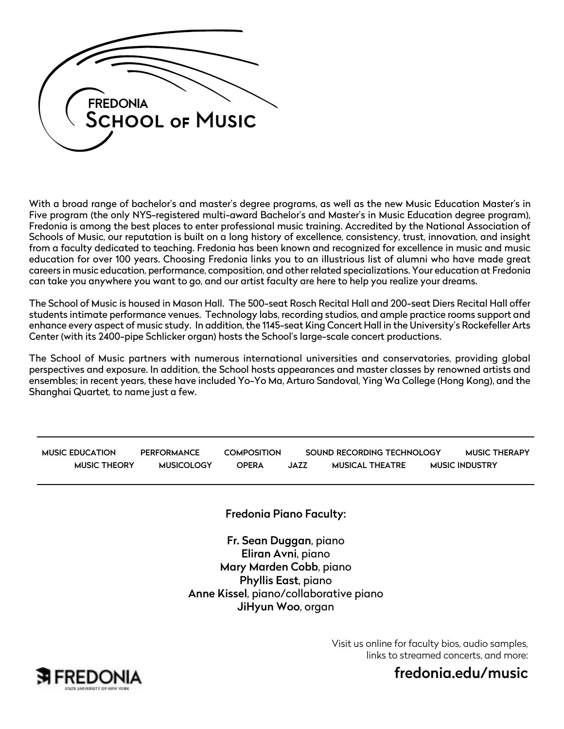# FREDONIA SCHOOL OF MUSIC

With a broad range of bachelor's and master's degree programs, as well as the new Music Education Master's in Five program (the only NYS-registered multi-award Bachelor's and Master's in Music Education degree program), Fredonia is among the best places to enter professional music training. Accredited by the National Association of Schools of Music, our reputation is built on a long history of excellence, consistency, trust, innovation, and insight from a faculty dedicated to teaching. Fredonia has been known and recognized for excellence in music and music education for over 100 years. Choosing Fredonia links you to an illustrious list of alumni who have made great careers in music education, performance, composition, and other related specializations. Your education at Fredonia can take you anywhere you want to go, and our artist faculty are here to help you realize your dreams.

The School of Music is housed in Mason Hall. The 500-seat Rosch Recital Hall and 200-seat Diers Recital Hall offer students intimate performance venues. Technology labs, recording studios, and ample practice rooms support and enhance every aspect of music study. In addition, the 1145-seat King Concert Hall in the University's Rockefeller Arts Center (with its 2400-pipe Schlicker organ) hosts the School's large-scale concert productions.

The School of Music partners with numerous international universities and conservatories, providing global perspectives and exposure. In addition, the School hosts appearances and master classes by renowned artists and ensembles; in recent years, these have included Yo-Yo Ma, Arturo Sandoval, Ying Wa College (Hong Kong), and the Shanghai Quartet, to name just a few.

---

**MUSIC EDUCATION  PERFORMANCE  COMPOSITION  SOUND RECORDING TECHNOLOGY  MUSIC THERAPY**
**MUSIC THEORY  MUSICOLOGY  OPERA  JAZZ  MUSICAL THEATRE  MUSIC INDUSTRY**

---

**Fredonia Piano Faculty:**

**Fr. Sean Duggan**, piano
**Eliran Avni**, piano
**Mary Marden Cobb**, piano
**Phyllis East**, piano
**Anne Kissel**, piano/collaborative piano
**JiHyun Woo**, organ

Visit us online for faculty bios, audio samples, links to streamed concerts, and more:

**fredonia.edu/music**

FREDONIA
STATE UNIVERSITY OF NEW YORK